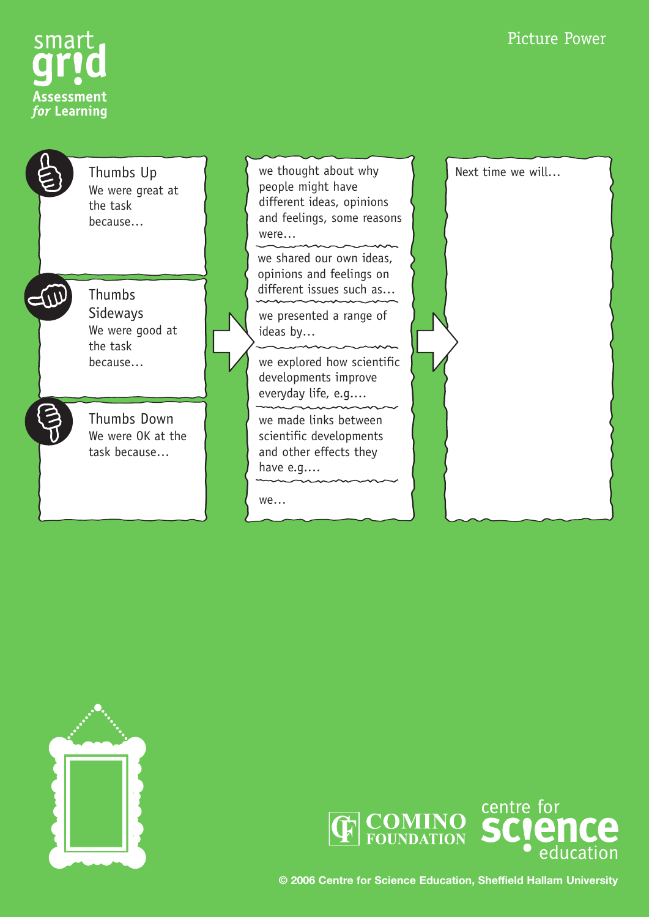smart grid
Assessment *for* Learning

# Picture Power

## Thumbs Up
We were great at the task because…

## Thumbs Sideways
We were good at the task because…

## Thumbs Down
We were OK at the task because…

---

we thought about why people might have different ideas, opinions and feelings, some reasons were…

we shared our own ideas, opinions and feelings on different issues such as…

we presented a range of ideas by…

we explored how scientific developments improve everyday life, e.g.….

we made links between scientific developments and other effects they have e.g.…

we…

---

Next time we will…

---

COMINO FOUNDATION

centre for science education

© 2006 Centre for Science Education, Sheffield Hallam University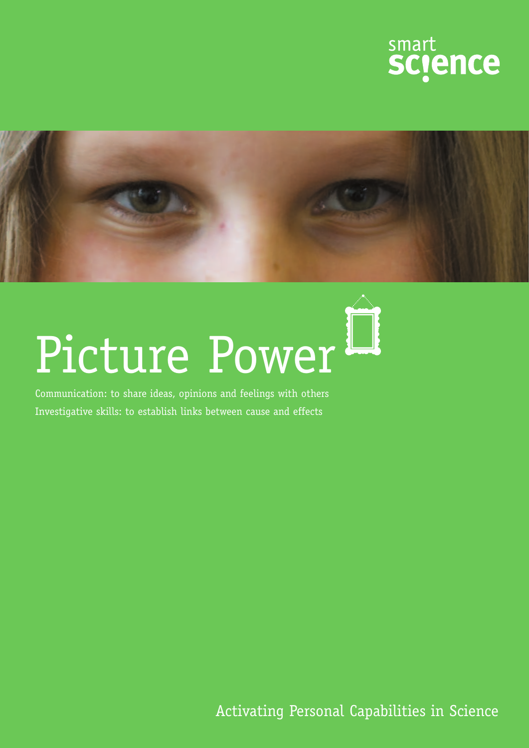smart science

# Picture Power

Communication: to share ideas, opinions and feelings with others

Investigative skills: to establish links between cause and effects

Activating Personal Capabilities in Science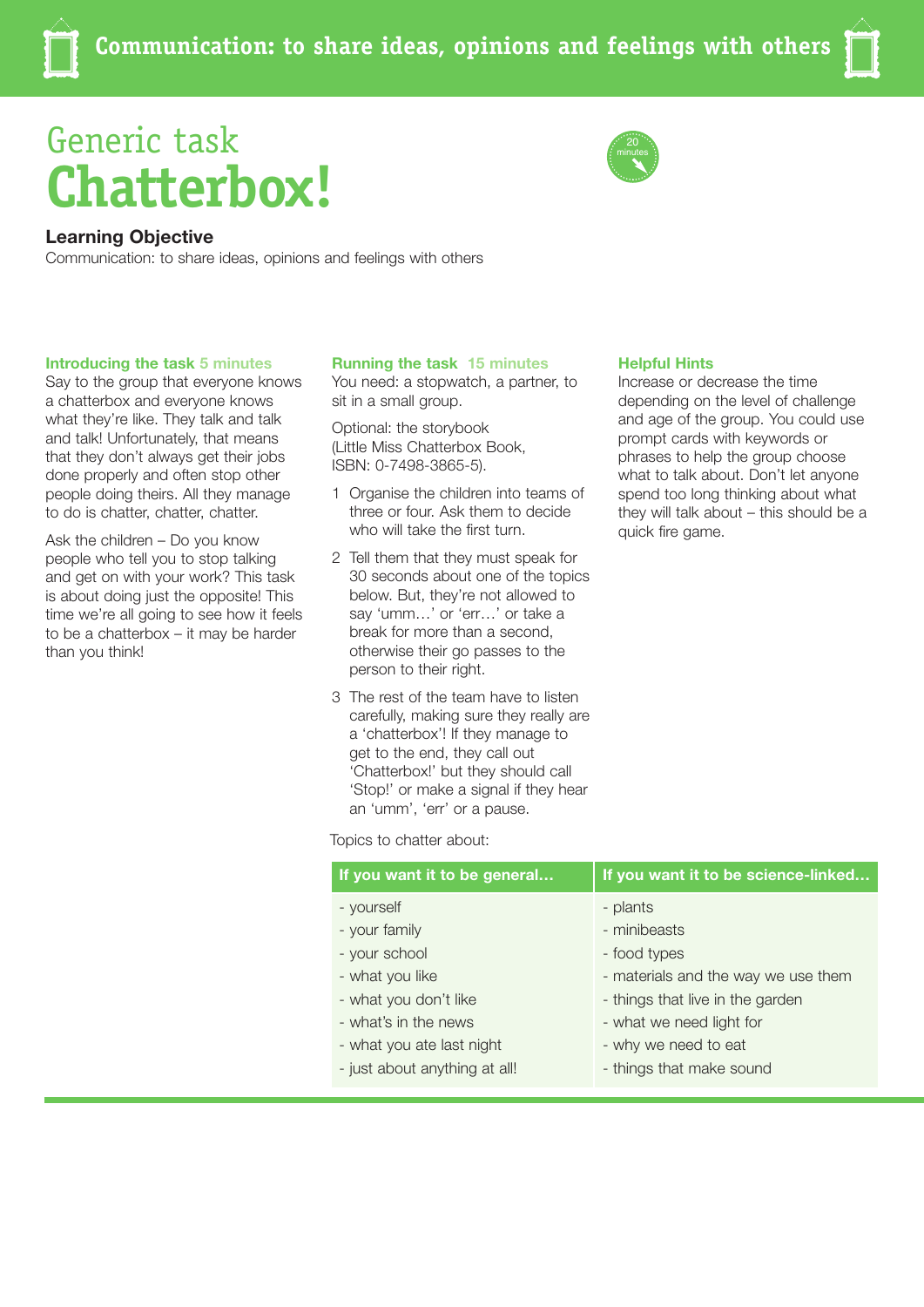Communication: to share ideas, opinions and feelings with others

# Generic task
# Chatterbox!

20 minutes

**Learning Objective**

Communication: to share ideas, opinions and feelings with others

### Introducing the task 5 minutes

Say to the group that everyone knows a chatterbox and everyone knows what they're like. They talk and talk and talk! Unfortunately, that means that they don't always get their jobs done properly and often stop other people doing theirs. All they manage to do is chatter, chatter, chatter.

Ask the children – Do you know people who tell you to stop talking and get on with your work? This task is about doing just the opposite! This time we're all going to see how it feels to be a chatterbox – it may be harder than you think!

### Running the task 15 minutes

You need: a stopwatch, a partner, to sit in a small group.

Optional: the storybook (Little Miss Chatterbox Book, ISBN: 0-7498-3865-5).

1. Organise the children into teams of three or four. Ask them to decide who will take the first turn.
2. Tell them that they must speak for 30 seconds about one of the topics below. But, they're not allowed to say 'umm…' or 'err…' or take a break for more than a second, otherwise their go passes to the person to their right.
3. The rest of the team have to listen carefully, making sure they really are a 'chatterbox'! If they manage to get to the end, they call out 'Chatterbox!' but they should call 'Stop!' or make a signal if they hear an 'umm', 'err' or a pause.

Topics to chatter about:

| If you want it to be general… | If you want it to be science-linked… |
|---|---|
| - yourself | - plants |
| - your family | - minibeasts |
| - your school | - food types |
| - what you like | - materials and the way we use them |
| - what you don't like | - things that live in the garden |
| - what's in the news | - what we need light for |
| - what you ate last night | - why we need to eat |
| - just about anything at all! | - things that make sound |

### Helpful Hints

Increase or decrease the time depending on the level of challenge and age of the group. You could use prompt cards with keywords or phrases to help the group choose what to talk about. Don't let anyone spend too long thinking about what they will talk about – this should be a quick fire game.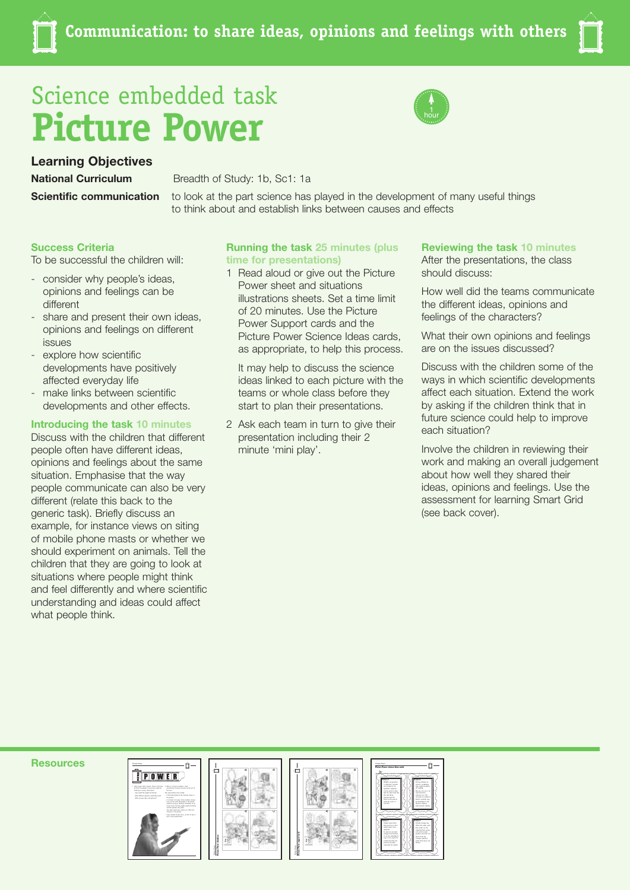Communication: to share ideas, opinions and feelings with others

# Science embedded task
# Picture Power

1 hour

## Learning Objectives

**National Curriculum** Breadth of Study: 1b, Sc1: 1a

**Scientific communication** to look at the part science has played in the development of many useful things
to think about and establish links between causes and effects

### Success Criteria

To be successful the children will:

- consider why people's ideas, opinions and feelings can be different
- share and present their own ideas, opinions and feelings on different issues
- explore how scientific developments have positively affected everyday life
- make links between scientific developments and other effects.

### Introducing the task 10 minutes

Discuss with the children that different people often have different ideas, opinions and feelings about the same situation. Emphasise that the way people communicate can also be very different (relate this back to the generic task). Briefly discuss an example, for instance views on siting of mobile phone masts or whether we should experiment on animals. Tell the children that they are going to look at situations where people might think and feel differently and where scientific understanding and ideas could affect what people think.

### Running the task 25 minutes (plus time for presentations)

1. Read aloud or give out the Picture Power sheet and situations illustrations sheets. Set a time limit of 20 minutes. Use the Picture Power Support cards and the Picture Power Science Ideas cards, as appropriate, to help this process.

   It may help to discuss the science ideas linked to each picture with the teams or whole class before they start to plan their presentations.

2. Ask each team in turn to give their presentation including their 2 minute 'mini play'.

### Reviewing the task 10 minutes

After the presentations, the class should discuss:

How well did the teams communicate the different ideas, opinions and feelings of the characters?

What their own opinions and feelings are on the issues discussed?

Discuss with the children some of the ways in which scientific developments affect each situation. Extend the work by asking if the children think that in future science could help to improve each situation?

Involve the children in reviewing their work and making an overall judgement about how well they shared their ideas, opinions and feelings. Use the assessment for learning Smart Grid (see back cover).

### Resources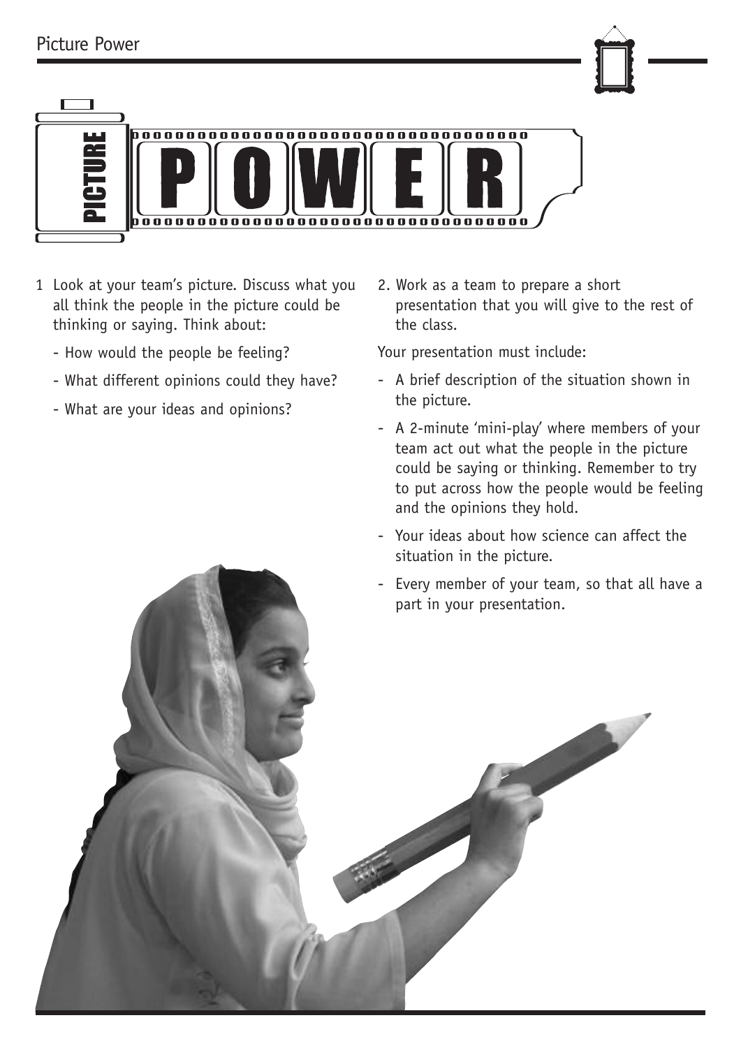# PICTURE POWER

1 Look at your team's picture. Discuss what you all think the people in the picture could be thinking or saying. Think about:

- How would the people be feeling?
- What different opinions could they have?
- What are your ideas and opinions?

2. Work as a team to prepare a short presentation that you will give to the rest of the class.

Your presentation must include:

- A brief description of the situation shown in the picture.
- A 2-minute 'mini-play' where members of your team act out what the people in the picture could be saying or thinking. Remember to try to put across how the people would be feeling and the opinions they hold.
- Your ideas about how science can affect the situation in the picture.
- Every member of your team, so that all have a part in your presentation.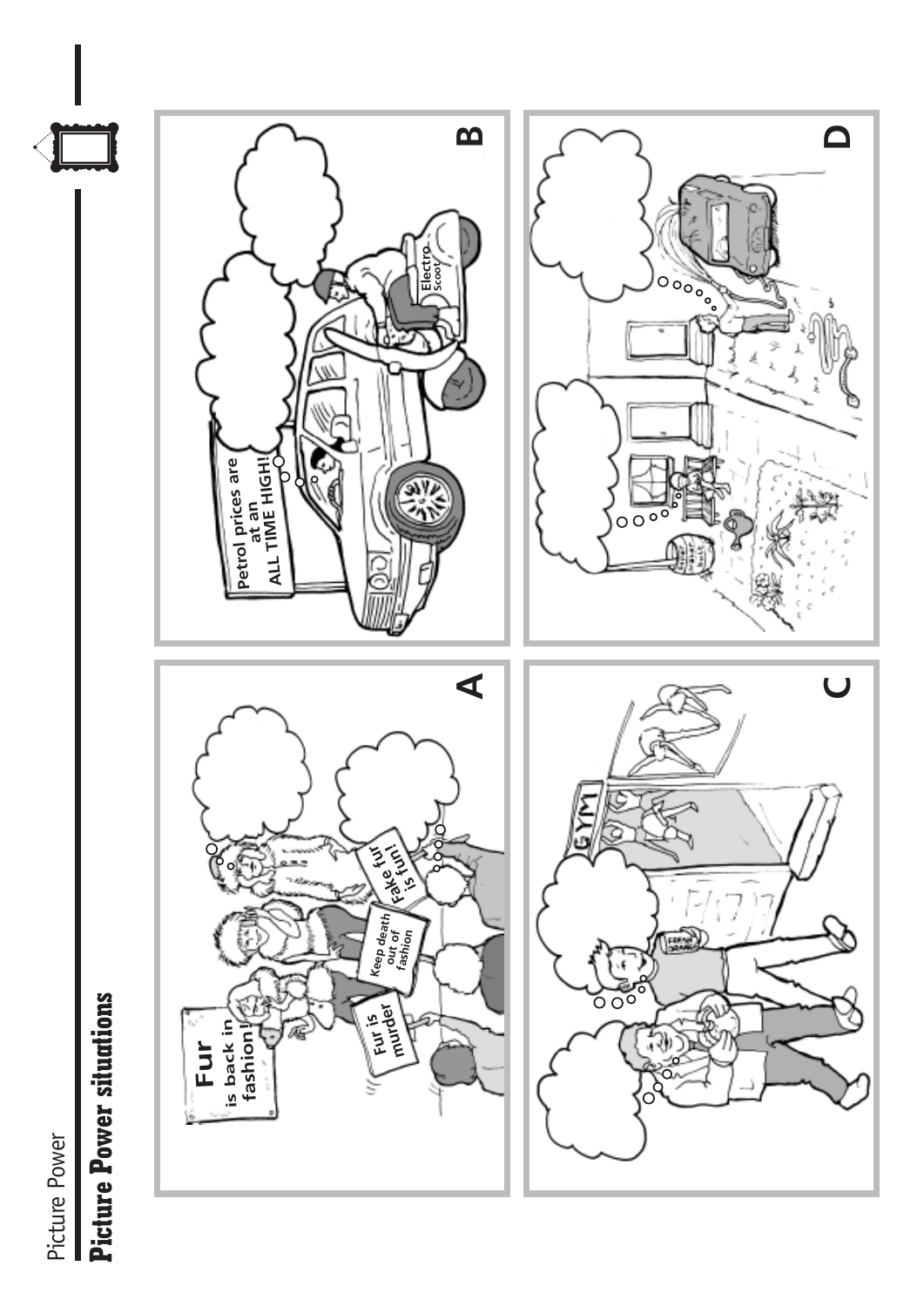# Picture Power situations

**Fur is back in fashion!**

Fur is murder

Keep death out of fashion

Fake fur is fun!

A

Petrol prices are at an ALL TIME HIGH!

Electro Scoot

B

GYM

C

D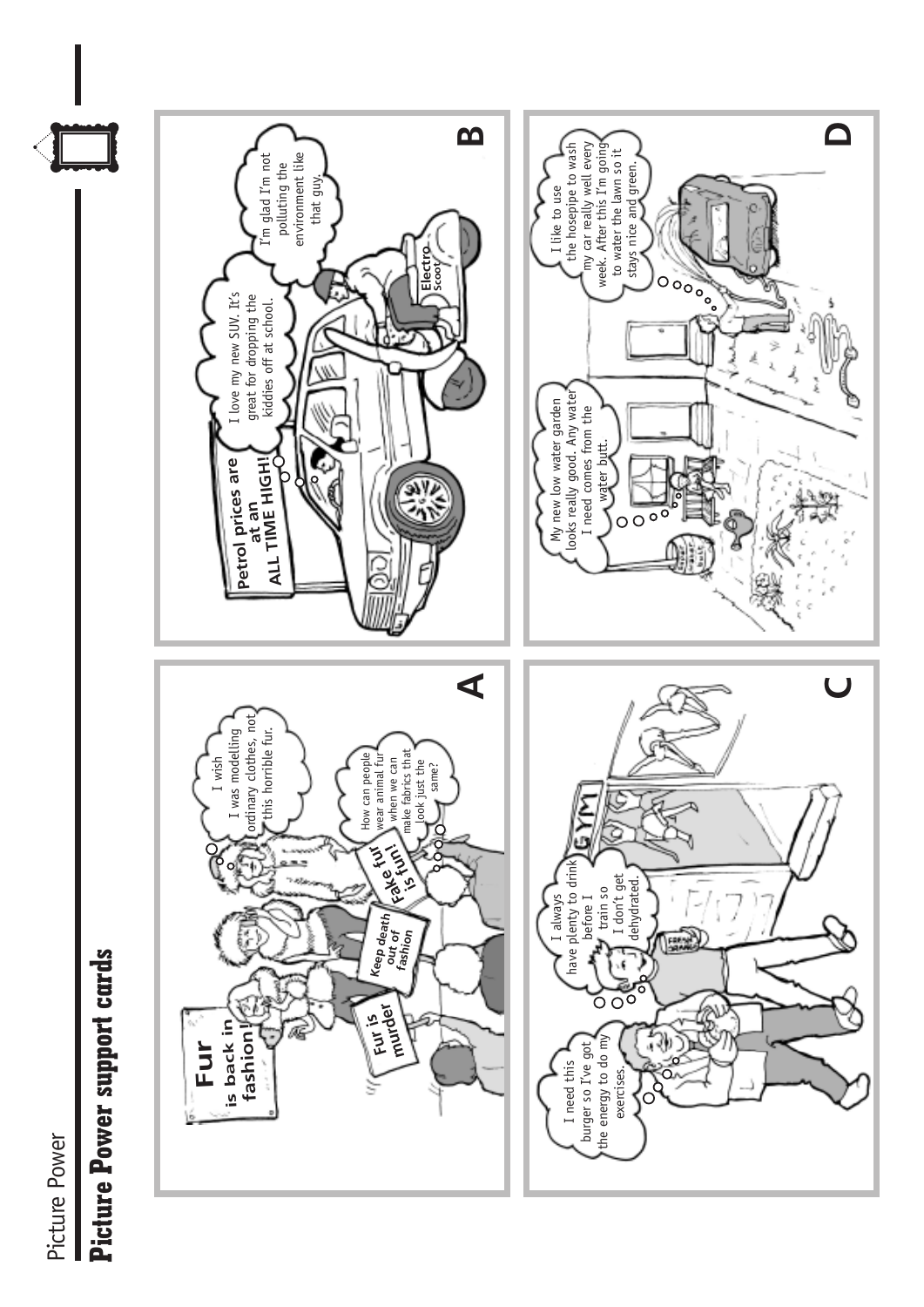# Picture Power support cards

## A

Fur is back in fashion!

Fur is murder

Keep death out of fashion

Fake fur is fun!

I wish I was modelling ordinary clothes, not this horrible fur.

How can people wear animal fur when we can make fabrics that look just the same?

## B

Petrol prices are at an ALL TIME HIGH!

I love my new SUV. It's great for dropping the kiddies off at school.

I'm glad I'm not polluting the environment like that guy.

Electro Scoot

## C

I need this burger so I've got the energy to do my exercises.

I always have plenty to drink before I train so I don't get dehydrated.

GYM

FIZZY DRINK

## D

My new low water garden looks really good. Any water I need comes from the water butt.

I like to use the hosepipe to wash my car really well every week. After this I'm going to water the lawn so it stays nice and green.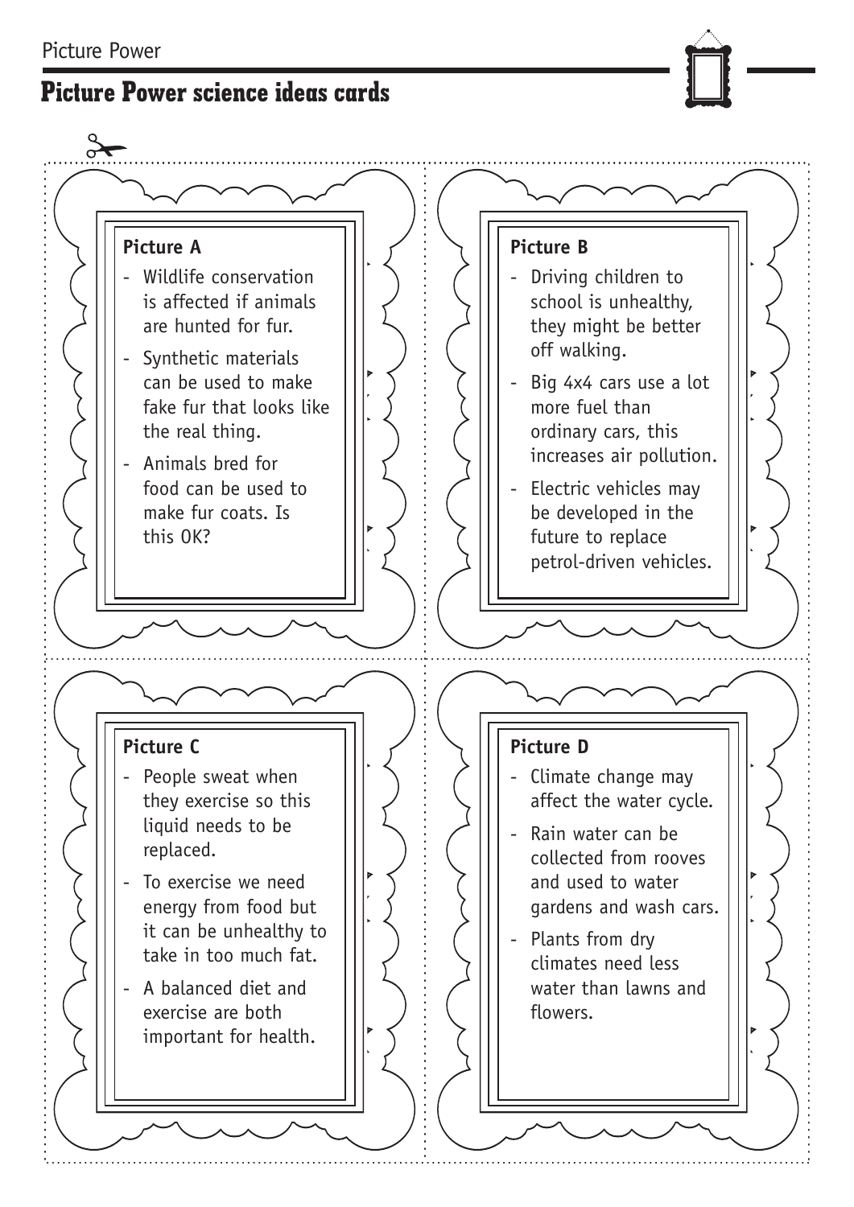# Picture Power science ideas cards

### Picture A

- Wildlife conservation is affected if animals are hunted for fur.
- Synthetic materials can be used to make fake fur that looks like the real thing.
- Animals bred for food can be used to make fur coats. Is this OK?

### Picture B

- Driving children to school is unhealthy, they might be better off walking.
- Big 4x4 cars use a lot more fuel than ordinary cars, this increases air pollution.
- Electric vehicles may be developed in the future to replace petrol-driven vehicles.

### Picture C

- People sweat when they exercise so this liquid needs to be replaced.
- To exercise we need energy from food but it can be unhealthy to take in too much fat.
- A balanced diet and exercise are both important for health.

### Picture D

- Climate change may affect the water cycle.
- Rain water can be collected from rooves and used to water gardens and wash cars.
- Plants from dry climates need less water than lawns and flowers.